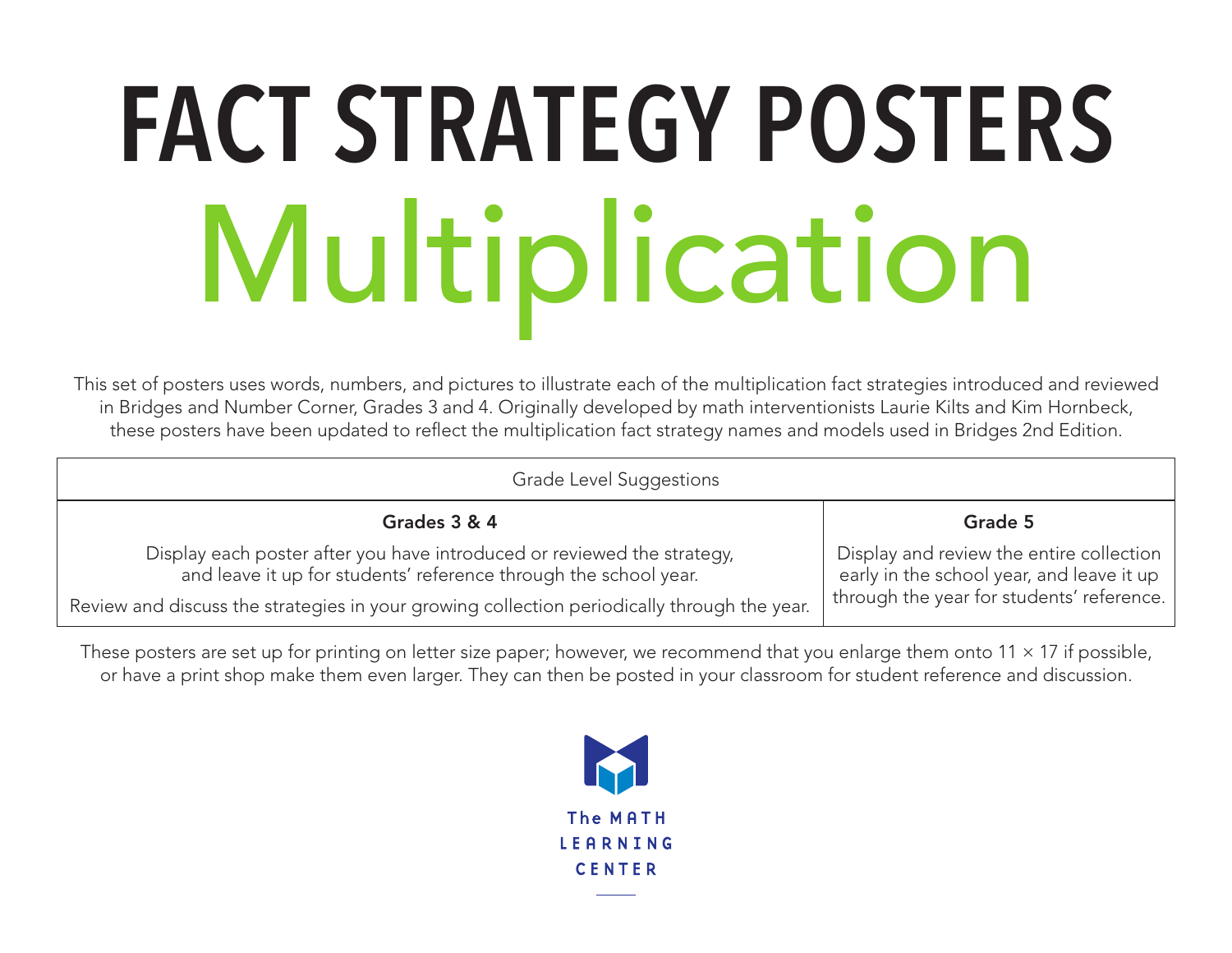# FACT STRATEGY POSTERS

# Multiplication

This set of posters uses words, numbers, and pictures to illustrate each of the multiplication fact strategies introduced and reviewed in Bridges and Number Corner, Grades 3 and 4. Originally developed by math interventionists Laurie Kilts and Kim Hornbeck, these posters have been updated to reflect the multiplication fact strategy names and models used in Bridges 2nd Edition.

| Grade Level Suggestions | |
|---|---|
| **Grades 3 & 4** | **Grade 5** |
| Display each poster after you have introduced or reviewed the strategy, and leave it up for students' reference through the school year. Review and discuss the strategies in your growing collection periodically through the year. | Display and review the entire collection early in the school year, and leave it up through the year for students' reference. |

These posters are set up for printing on letter size paper; however, we recommend that you enlarge them onto 11 × 17 if possible, or have a print shop make them even larger. They can then be posted in your classroom for student reference and discussion.

The MATH LEARNING CENTER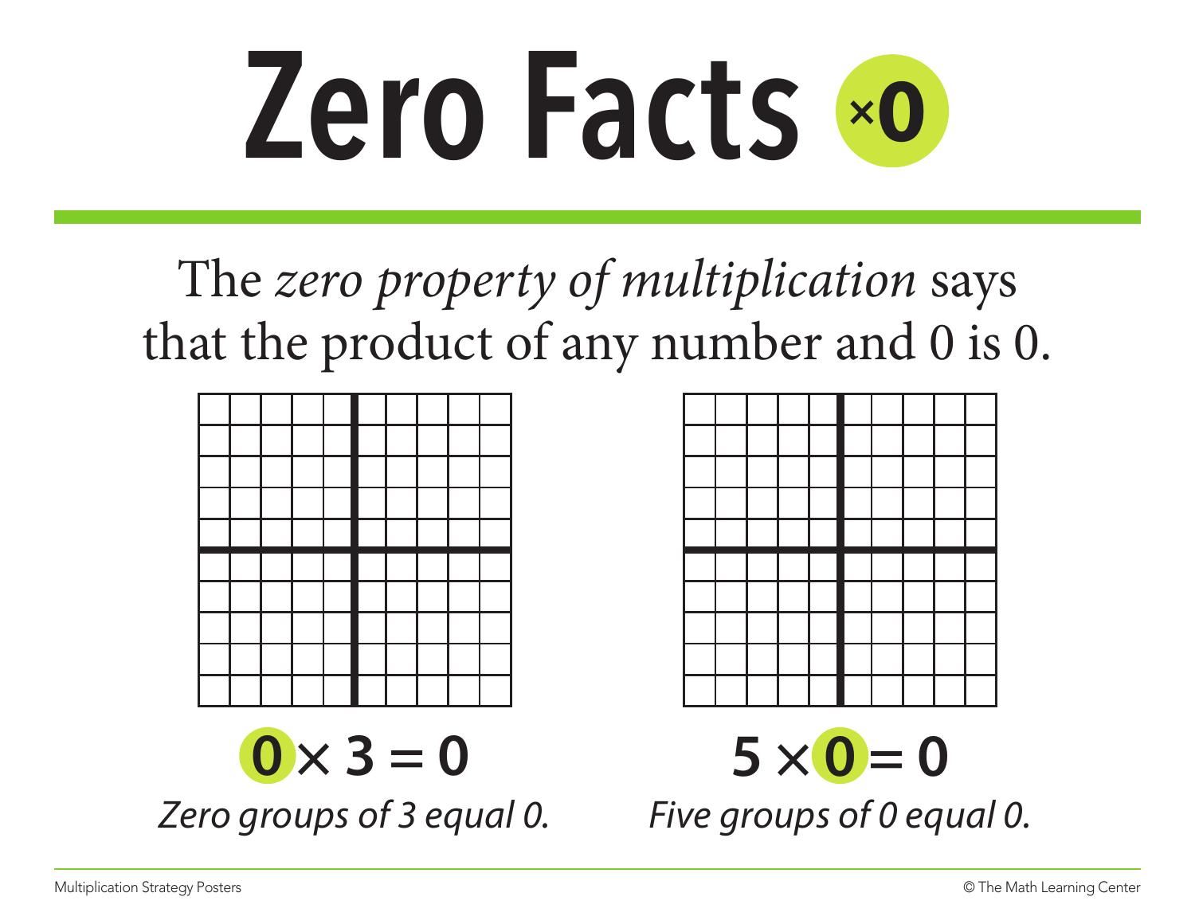# Zero Facts ×0

The *zero property of multiplication* says that the product of any number and 0 is 0.

**$0 \times 3 = 0$**

*Zero groups of 3 equal 0.*

**$5 \times 0 = 0$**

*Five groups of 0 equal 0.*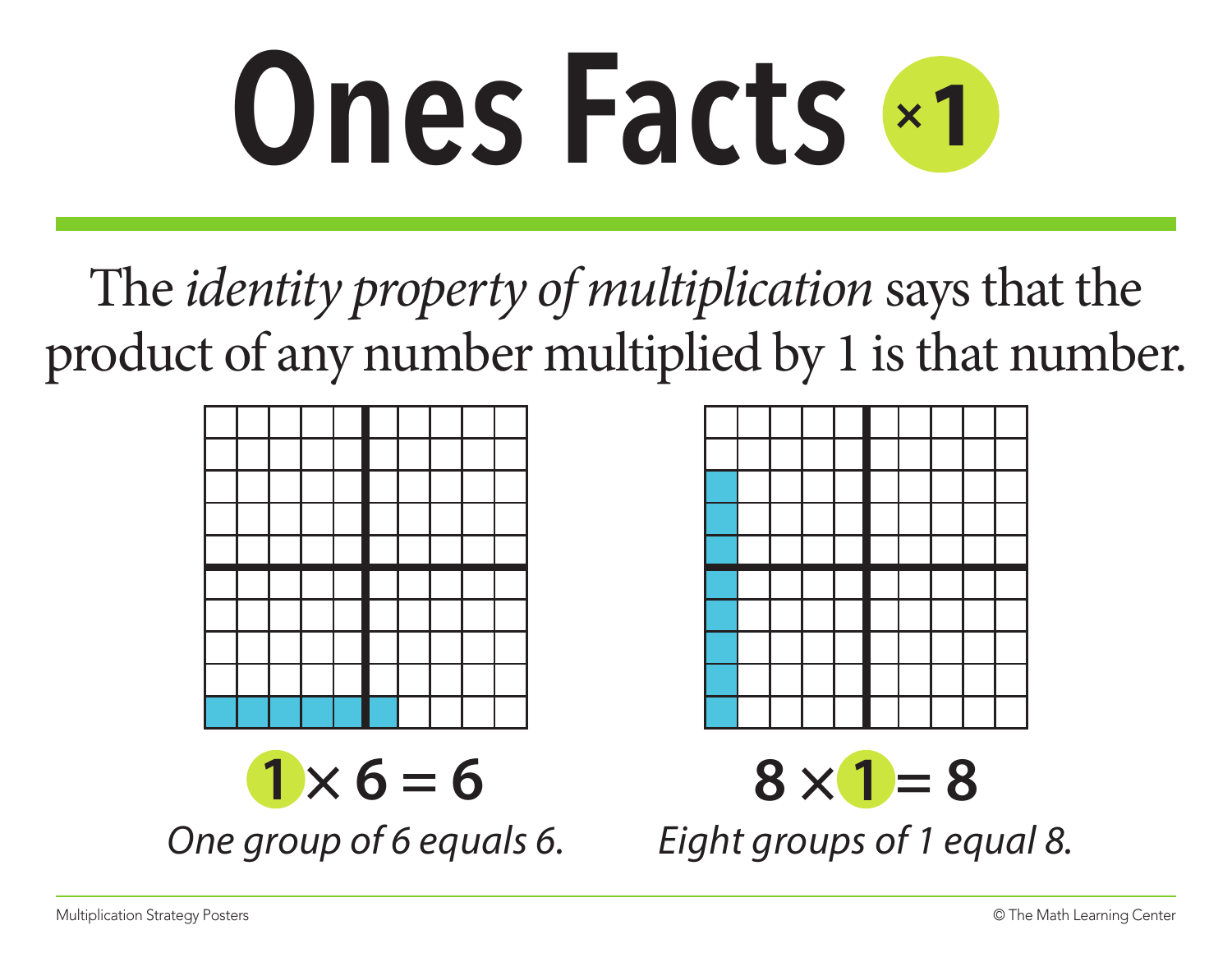# Ones Facts ×1

The *identity property of multiplication* says that the product of any number multiplied by 1 is that number.

$1 \times 6 = 6$

*One group of 6 equals 6.*

$8 \times 1 = 8$

*Eight groups of 1 equal 8.*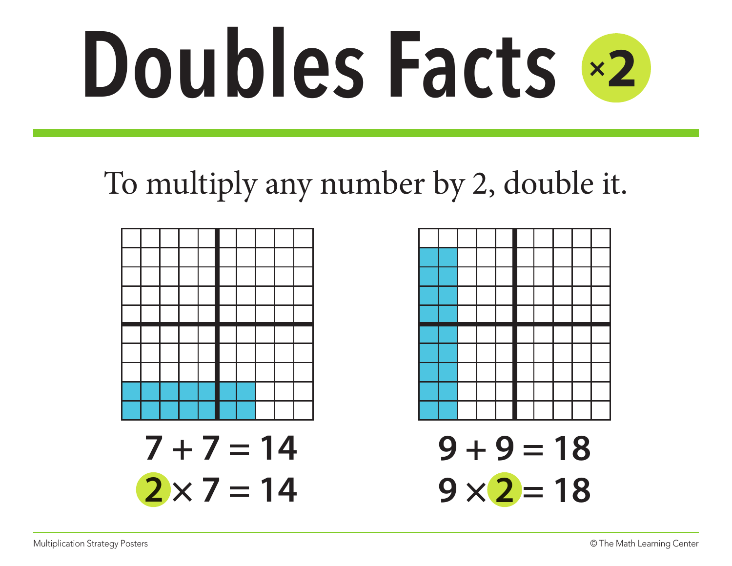# Doubles Facts ×2

To multiply any number by 2, double it.

$7 + 7 = 14$

$2 \times 7 = 14$

$9 + 9 = 18$

$9 \times 2 = 18$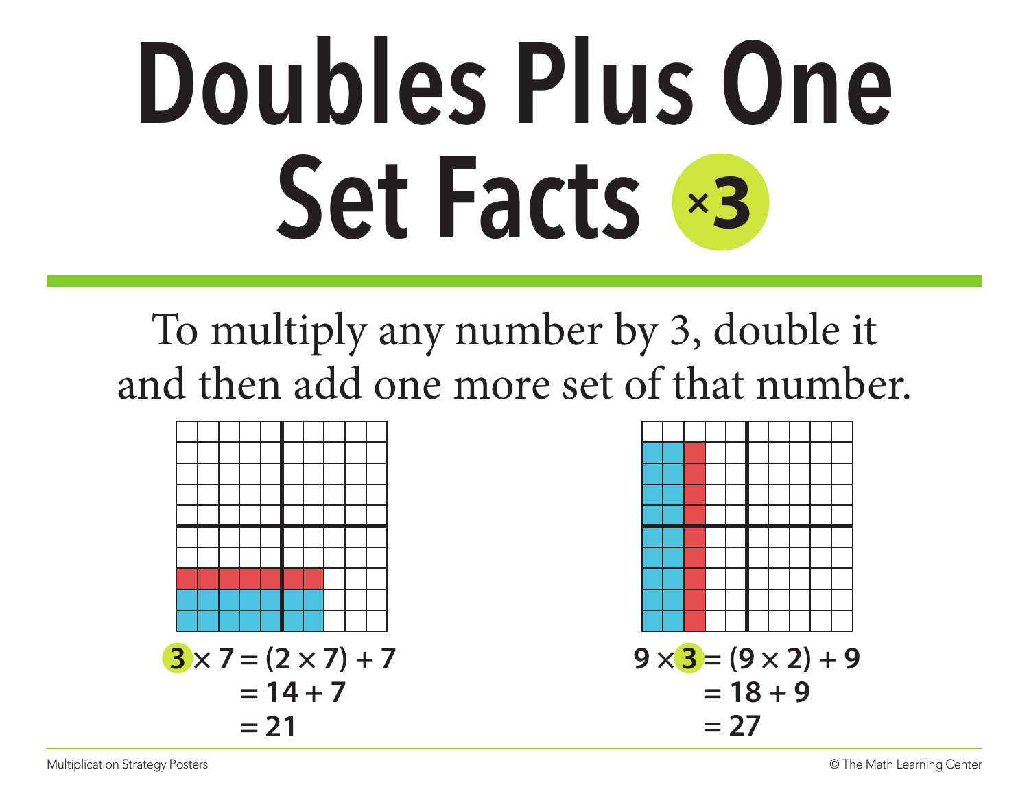# Doubles Plus One Set Facts ×3

To multiply any number by 3, double it and then add one more set of that number.

$$3 \times 7 = (2 \times 7) + 7$$
$$= 14 + 7$$
$$= 21$$

$$9 \times 3 = (9 \times 2) + 9$$
$$= 18 + 9$$
$$= 27$$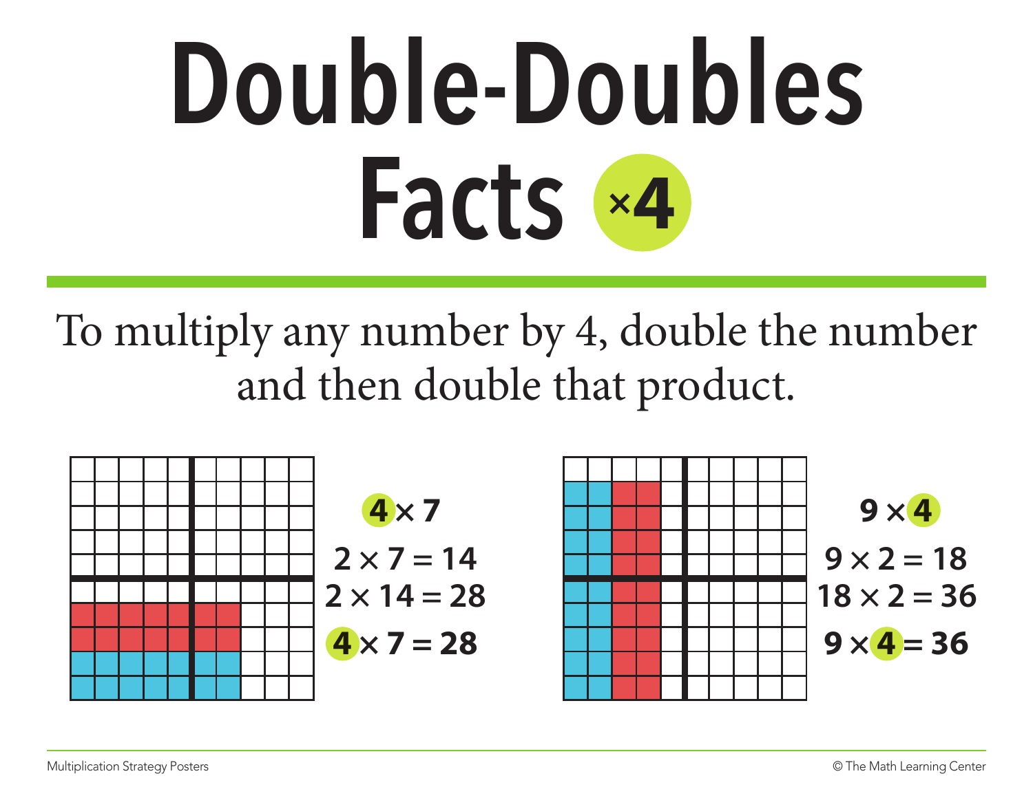# Double-Doubles Facts ×4

To multiply any number by 4, double the number and then double that product.

$4 \times 7$

$2 \times 7 = 14$

$2 \times 14 = 28$

$4 \times 7 = 28$

$9 \times 4$

$9 \times 2 = 18$

$18 \times 2 = 36$

$9 \times 4 = 36$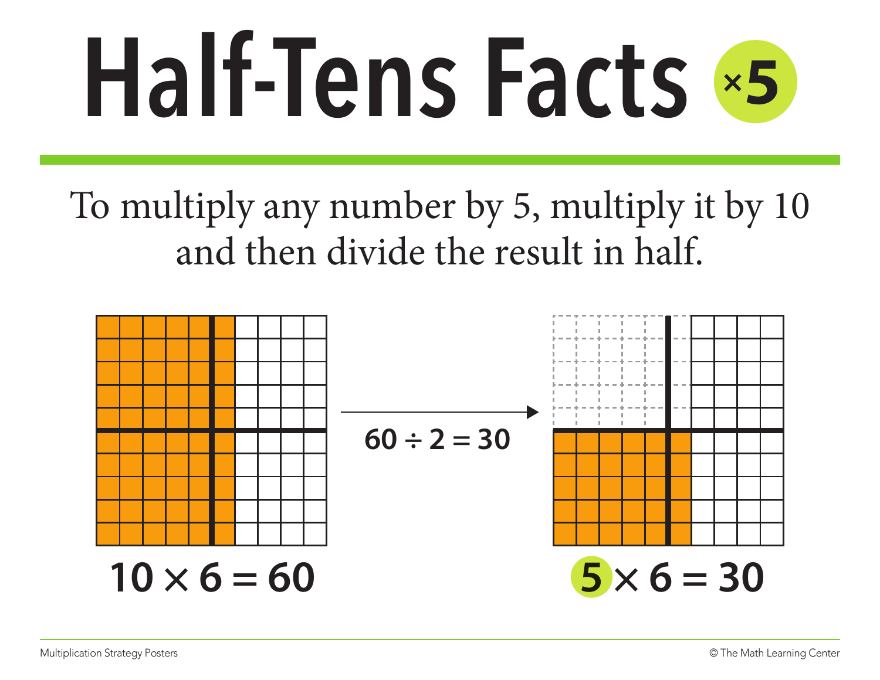# Half-Tens Facts ×5

To multiply any number by 5, multiply it by 10 and then divide the result in half.

$10 \times 6 = 60$

$60 \div 2 = 30$

$5 \times 6 = 30$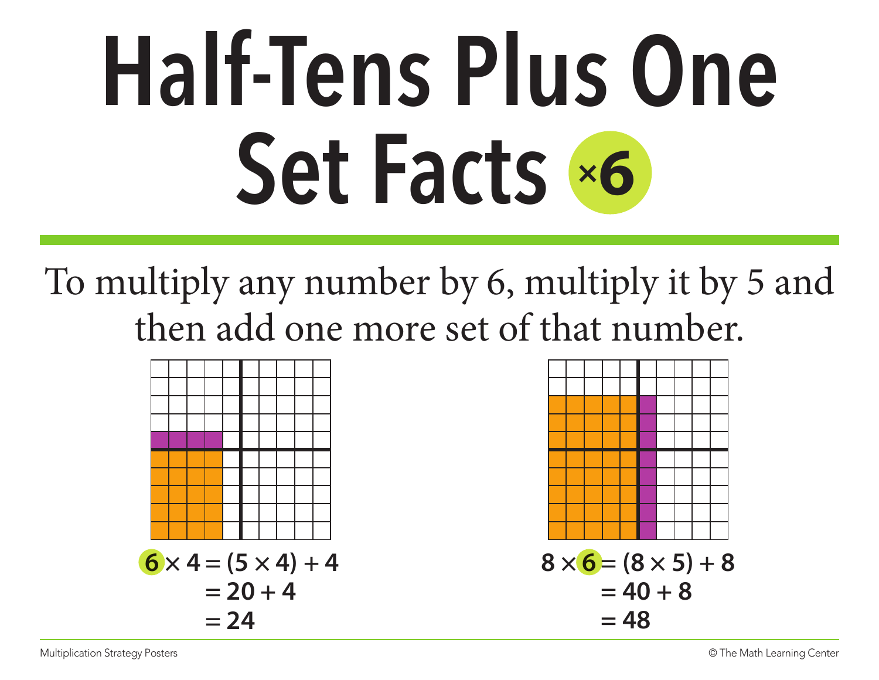# Half-Tens Plus One Set Facts ×6

To multiply any number by 6, multiply it by 5 and then add one more set of that number.

$$6 \times 4 = (5 \times 4) + 4$$
$$= 20 + 4$$
$$= 24$$

$$8 \times 6 = (8 \times 5) + 8$$
$$= 40 + 8$$
$$= 48$$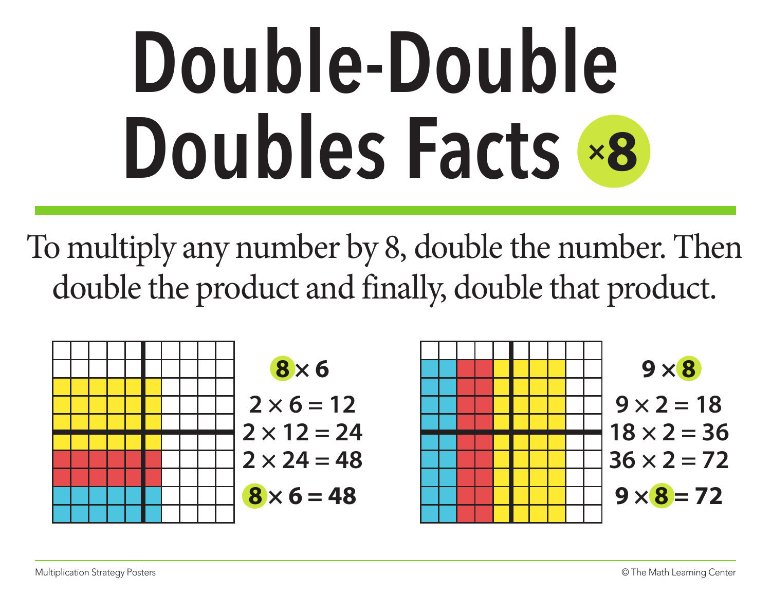# Double-Double Doubles Facts ×8

To multiply any number by 8, double the number. Then double the product and finally, double that product.

$8 \times 6$

$2 \times 6 = 12$

$2 \times 12 = 24$

$2 \times 24 = 48$

$8 \times 6 = 48$

$9 \times 8$

$9 \times 2 = 18$

$18 \times 2 = 36$

$36 \times 2 = 72$

$9 \times 8 = 72$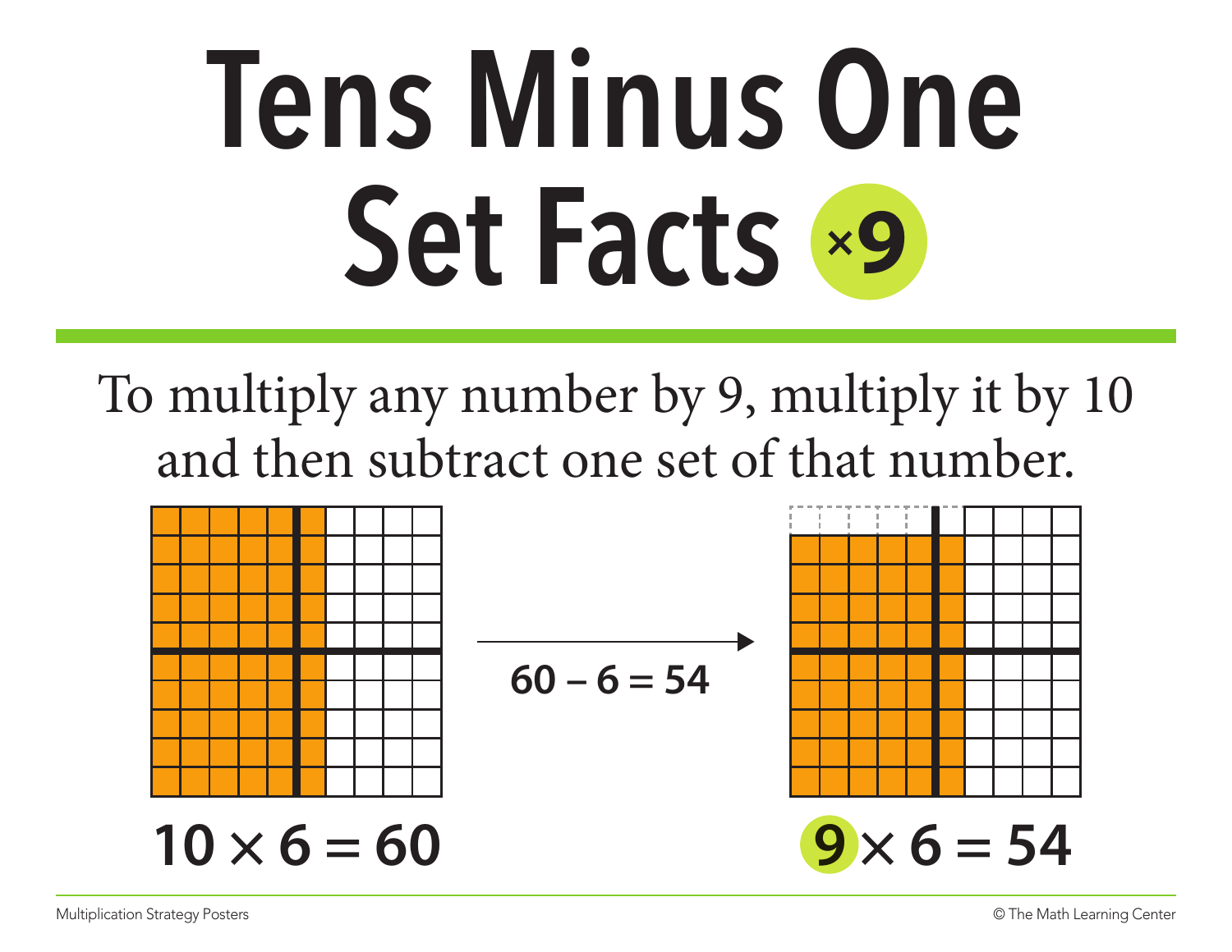# Tens Minus One Set Facts ×9

To multiply any number by 9, multiply it by 10 and then subtract one set of that number.

$60 - 6 = 54$

$10 \times 6 = 60$

$9 \times 6 = 54$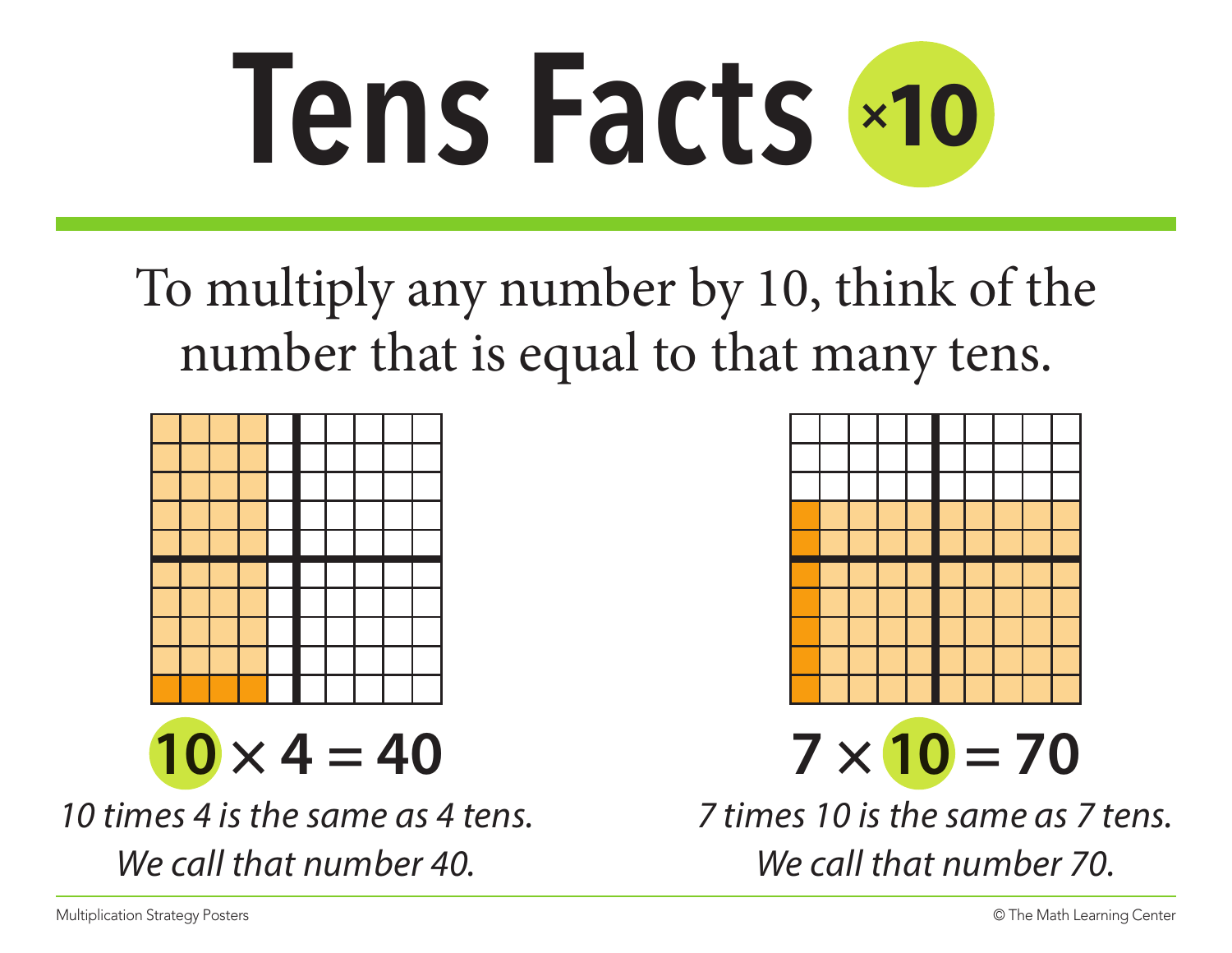# Tens Facts ×10

To multiply any number by 10, think of the number that is equal to that many tens.

$10 \times 4 = 40$

*10 times 4 is the same as 4 tens.*
*We call that number 40.*

$7 \times 10 = 70$

*7 times 10 is the same as 7 tens.*
*We call that number 70.*

Multiplication Strategy Posters

© The Math Learning Center